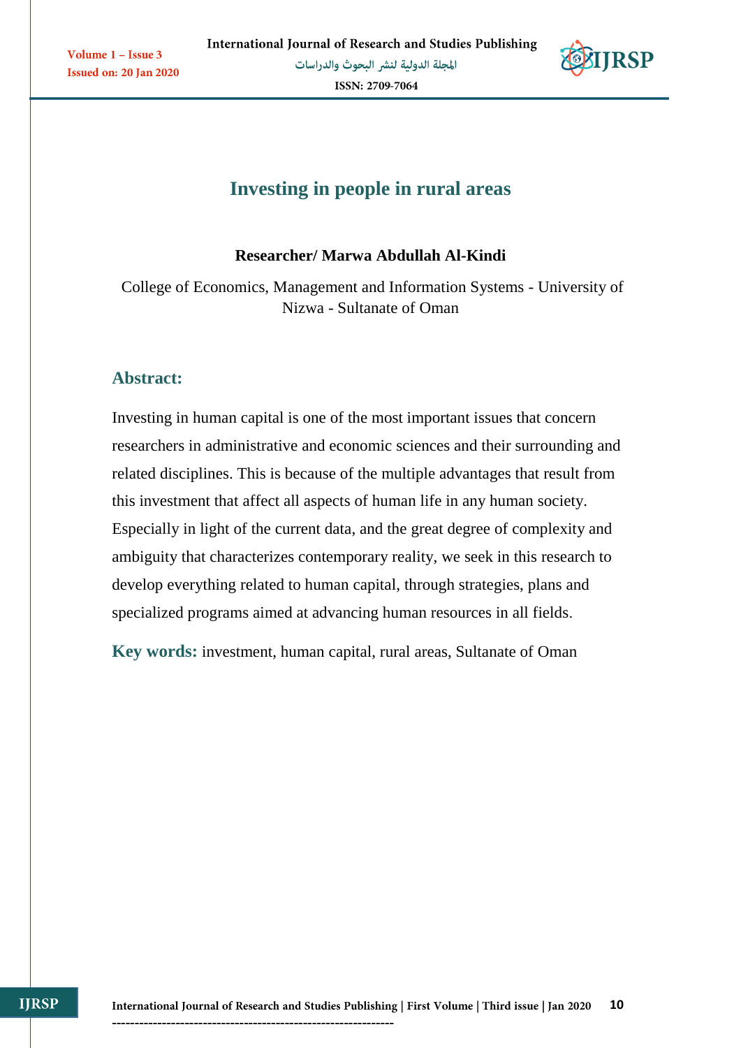# Investing in people in rural areas

**Researcher/ Marwa Abdullah Al-Kindi**

College of Economics, Management and Information Systems - University of Nizwa - Sultanate of Oman

## Abstract:

Investing in human capital is one of the most important issues that concern researchers in administrative and economic sciences and their surrounding and related disciplines. This is because of the multiple advantages that result from this investment that affect all aspects of human life in any human society. Especially in light of the current data, and the great degree of complexity and ambiguity that characterizes contemporary reality, we seek in this research to develop everything related to human capital, through strategies, plans and specialized programs aimed at advancing human resources in all fields.

**Key words:** investment, human capital, rural areas, Sultanate of Oman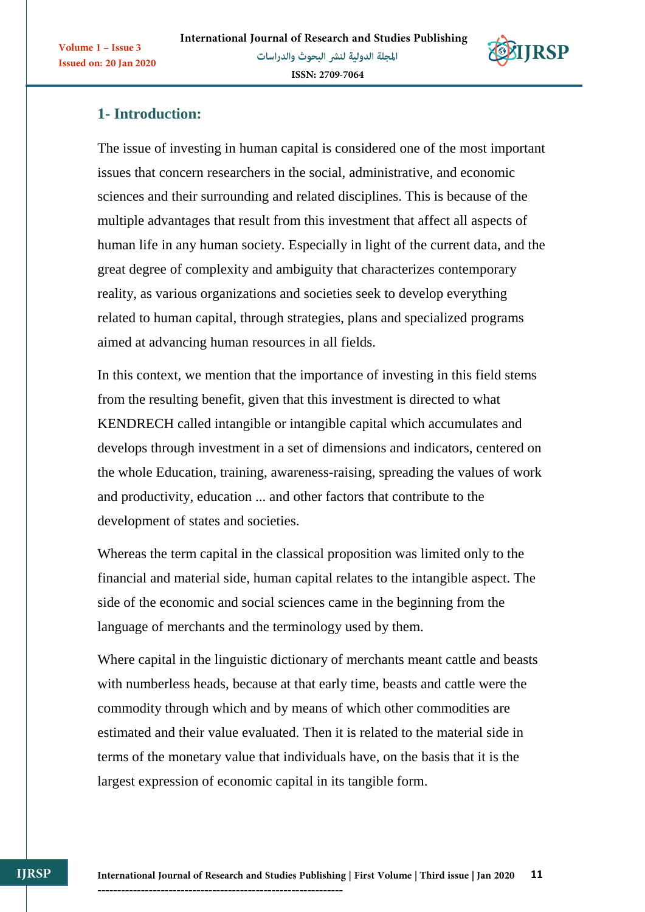## 1- Introduction:

The issue of investing in human capital is considered one of the most important issues that concern researchers in the social, administrative, and economic sciences and their surrounding and related disciplines. This is because of the multiple advantages that result from this investment that affect all aspects of human life in any human society. Especially in light of the current data, and the great degree of complexity and ambiguity that characterizes contemporary reality, as various organizations and societies seek to develop everything related to human capital, through strategies, plans and specialized programs aimed at advancing human resources in all fields.

In this context, we mention that the importance of investing in this field stems from the resulting benefit, given that this investment is directed to what KENDRECH called intangible or intangible capital which accumulates and develops through investment in a set of dimensions and indicators, centered on the whole Education, training, awareness-raising, spreading the values of work and productivity, education ... and other factors that contribute to the development of states and societies.

Whereas the term capital in the classical proposition was limited only to the financial and material side, human capital relates to the intangible aspect. The side of the economic and social sciences came in the beginning from the language of merchants and the terminology used by them.

Where capital in the linguistic dictionary of merchants meant cattle and beasts with numberless heads, because at that early time, beasts and cattle were the commodity through which and by means of which other commodities are estimated and their value evaluated. Then it is related to the material side in terms of the monetary value that individuals have, on the basis that it is the largest expression of economic capital in its tangible form.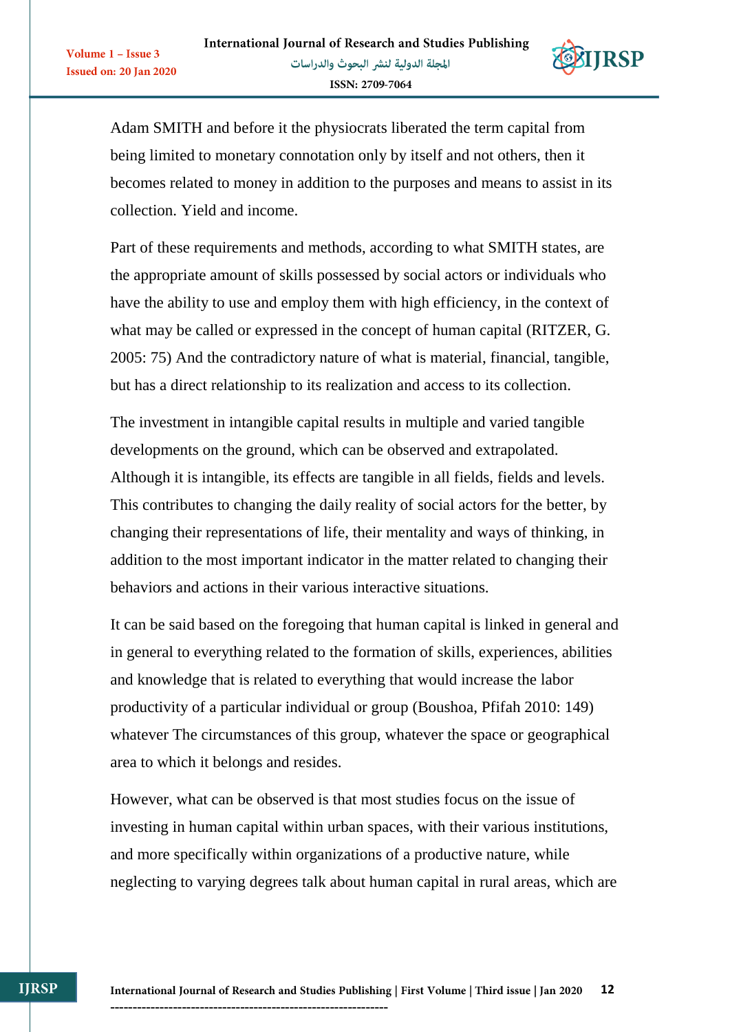Adam SMITH and before it the physiocrats liberated the term capital from being limited to monetary connotation only by itself and not others, then it becomes related to money in addition to the purposes and means to assist in its collection. Yield and income.

Part of these requirements and methods, according to what SMITH states, are the appropriate amount of skills possessed by social actors or individuals who have the ability to use and employ them with high efficiency, in the context of what may be called or expressed in the concept of human capital (RITZER, G. 2005: 75) And the contradictory nature of what is material, financial, tangible, but has a direct relationship to its realization and access to its collection.

The investment in intangible capital results in multiple and varied tangible developments on the ground, which can be observed and extrapolated. Although it is intangible, its effects are tangible in all fields, fields and levels. This contributes to changing the daily reality of social actors for the better, by changing their representations of life, their mentality and ways of thinking, in addition to the most important indicator in the matter related to changing their behaviors and actions in their various interactive situations.

It can be said based on the foregoing that human capital is linked in general and in general to everything related to the formation of skills, experiences, abilities and knowledge that is related to everything that would increase the labor productivity of a particular individual or group (Boushoa, Pfifah 2010: 149) whatever The circumstances of this group, whatever the space or geographical area to which it belongs and resides.

However, what can be observed is that most studies focus on the issue of investing in human capital within urban spaces, with their various institutions, and more specifically within organizations of a productive nature, while neglecting to varying degrees talk about human capital in rural areas, which are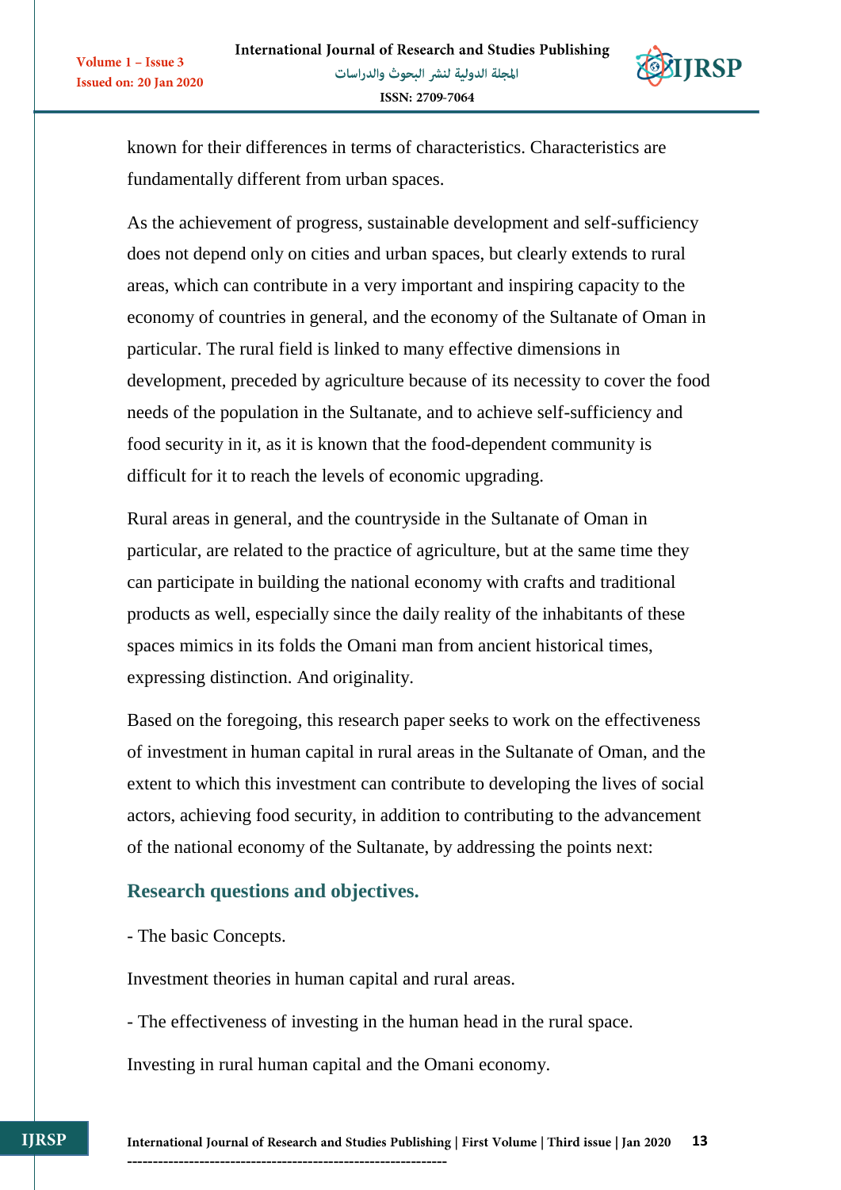known for their differences in terms of characteristics. Characteristics are fundamentally different from urban spaces.

As the achievement of progress, sustainable development and self-sufficiency does not depend only on cities and urban spaces, but clearly extends to rural areas, which can contribute in a very important and inspiring capacity to the economy of countries in general, and the economy of the Sultanate of Oman in particular. The rural field is linked to many effective dimensions in development, preceded by agriculture because of its necessity to cover the food needs of the population in the Sultanate, and to achieve self-sufficiency and food security in it, as it is known that the food-dependent community is difficult for it to reach the levels of economic upgrading.

Rural areas in general, and the countryside in the Sultanate of Oman in particular, are related to the practice of agriculture, but at the same time they can participate in building the national economy with crafts and traditional products as well, especially since the daily reality of the inhabitants of these spaces mimics in its folds the Omani man from ancient historical times, expressing distinction. And originality.

Based on the foregoing, this research paper seeks to work on the effectiveness of investment in human capital in rural areas in the Sultanate of Oman, and the extent to which this investment can contribute to developing the lives of social actors, achieving food security, in addition to contributing to the advancement of the national economy of the Sultanate, by addressing the points next:

## Research questions and objectives.

- The basic Concepts.

Investment theories in human capital and rural areas.

- The effectiveness of investing in the human head in the rural space.

Investing in rural human capital and the Omani economy.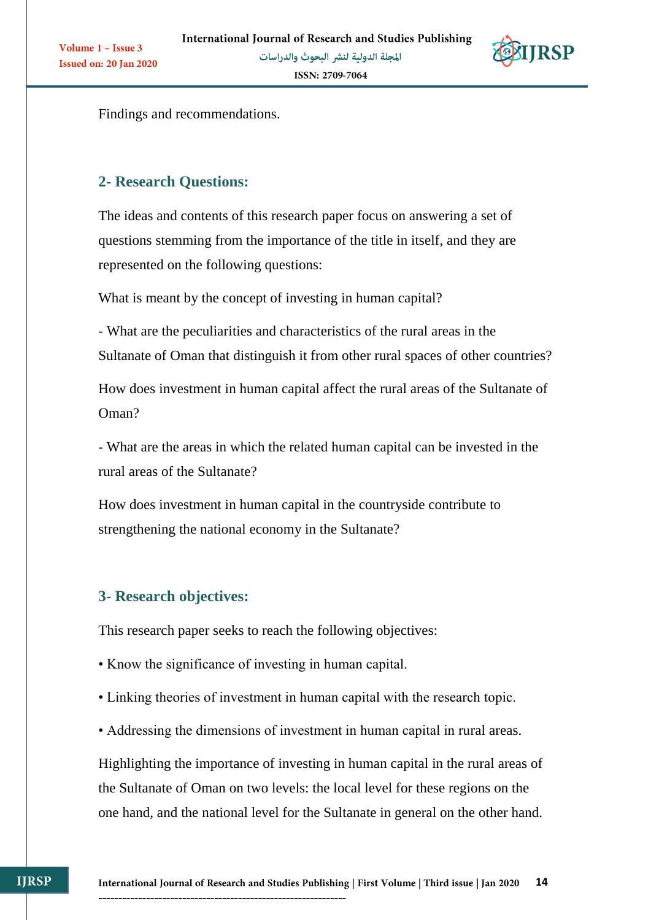Findings and recommendations.

## 2- Research Questions:

The ideas and contents of this research paper focus on answering a set of questions stemming from the importance of the title in itself, and they are represented on the following questions:

What is meant by the concept of investing in human capital?

- What are the peculiarities and characteristics of the rural areas in the Sultanate of Oman that distinguish it from other rural spaces of other countries?

How does investment in human capital affect the rural areas of the Sultanate of Oman?

- What are the areas in which the related human capital can be invested in the rural areas of the Sultanate?

How does investment in human capital in the countryside contribute to strengthening the national economy in the Sultanate?

## 3- Research objectives:

This research paper seeks to reach the following objectives:

• Know the significance of investing in human capital.

• Linking theories of investment in human capital with the research topic.

• Addressing the dimensions of investment in human capital in rural areas.

Highlighting the importance of investing in human capital in the rural areas of the Sultanate of Oman on two levels: the local level for these regions on the one hand, and the national level for the Sultanate in general on the other hand.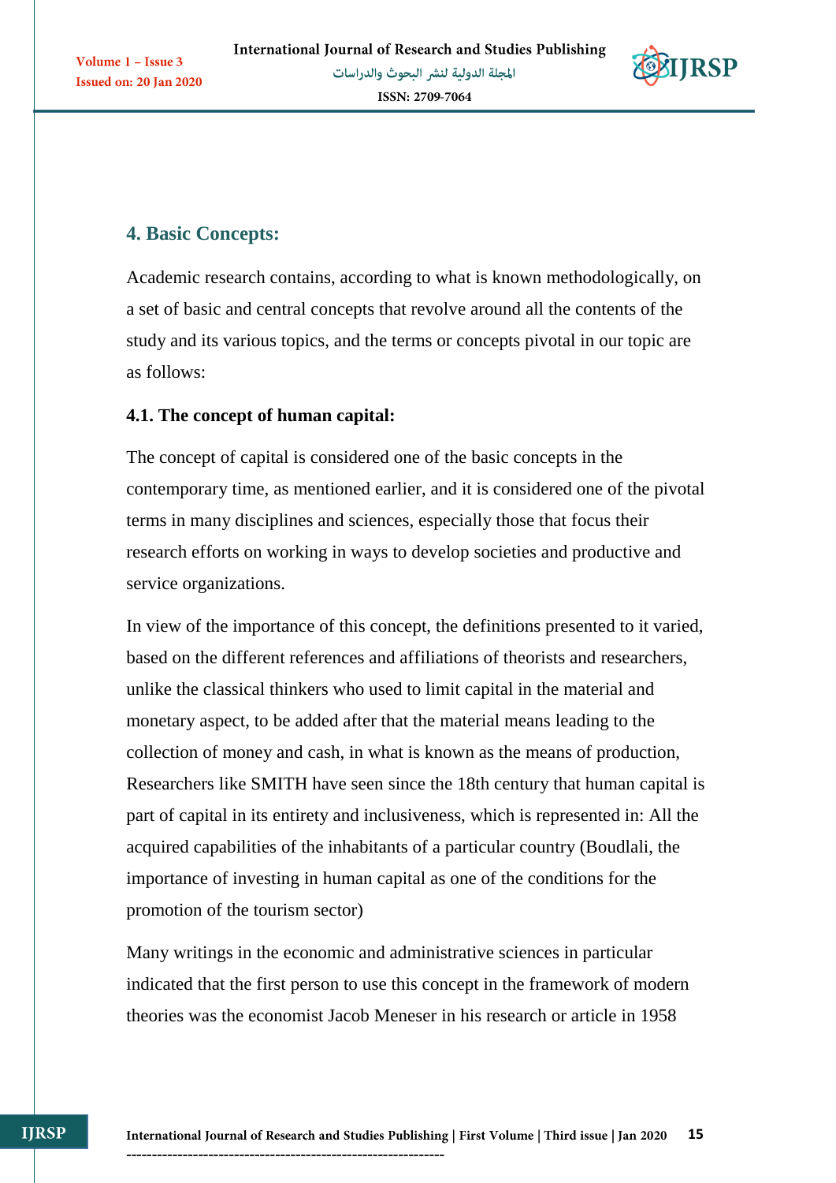## 4. Basic Concepts:

Academic research contains, according to what is known methodologically, on a set of basic and central concepts that revolve around all the contents of the study and its various topics, and the terms or concepts pivotal in our topic are as follows:

### 4.1. The concept of human capital:

The concept of capital is considered one of the basic concepts in the contemporary time, as mentioned earlier, and it is considered one of the pivotal terms in many disciplines and sciences, especially those that focus their research efforts on working in ways to develop societies and productive and service organizations.

In view of the importance of this concept, the definitions presented to it varied, based on the different references and affiliations of theorists and researchers, unlike the classical thinkers who used to limit capital in the material and monetary aspect, to be added after that the material means leading to the collection of money and cash, in what is known as the means of production, Researchers like SMITH have seen since the 18th century that human capital is part of capital in its entirety and inclusiveness, which is represented in: All the acquired capabilities of the inhabitants of a particular country (Boudlali, the importance of investing in human capital as one of the conditions for the promotion of the tourism sector)

Many writings in the economic and administrative sciences in particular indicated that the first person to use this concept in the framework of modern theories was the economist Jacob Meneser in his research or article in 1958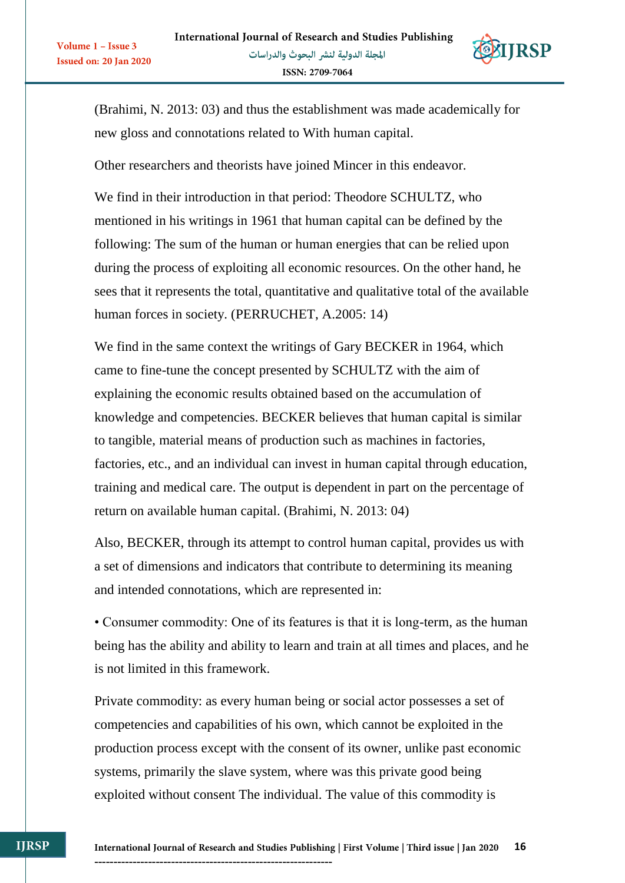(Brahimi, N. 2013: 03) and thus the establishment was made academically for new gloss and connotations related to With human capital.

Other researchers and theorists have joined Mincer in this endeavor.

We find in their introduction in that period: Theodore SCHULTZ, who mentioned in his writings in 1961 that human capital can be defined by the following: The sum of the human or human energies that can be relied upon during the process of exploiting all economic resources. On the other hand, he sees that it represents the total, quantitative and qualitative total of the available human forces in society. (PERRUCHET, A.2005: 14)

We find in the same context the writings of Gary BECKER in 1964, which came to fine-tune the concept presented by SCHULTZ with the aim of explaining the economic results obtained based on the accumulation of knowledge and competencies. BECKER believes that human capital is similar to tangible, material means of production such as machines in factories, factories, etc., and an individual can invest in human capital through education, training and medical care. The output is dependent in part on the percentage of return on available human capital. (Brahimi, N. 2013: 04)

Also, BECKER, through its attempt to control human capital, provides us with a set of dimensions and indicators that contribute to determining its meaning and intended connotations, which are represented in:

• Consumer commodity: One of its features is that it is long-term, as the human being has the ability and ability to learn and train at all times and places, and he is not limited in this framework.

Private commodity: as every human being or social actor possesses a set of competencies and capabilities of his own, which cannot be exploited in the production process except with the consent of its owner, unlike past economic systems, primarily the slave system, where was this private good being exploited without consent The individual. The value of this commodity is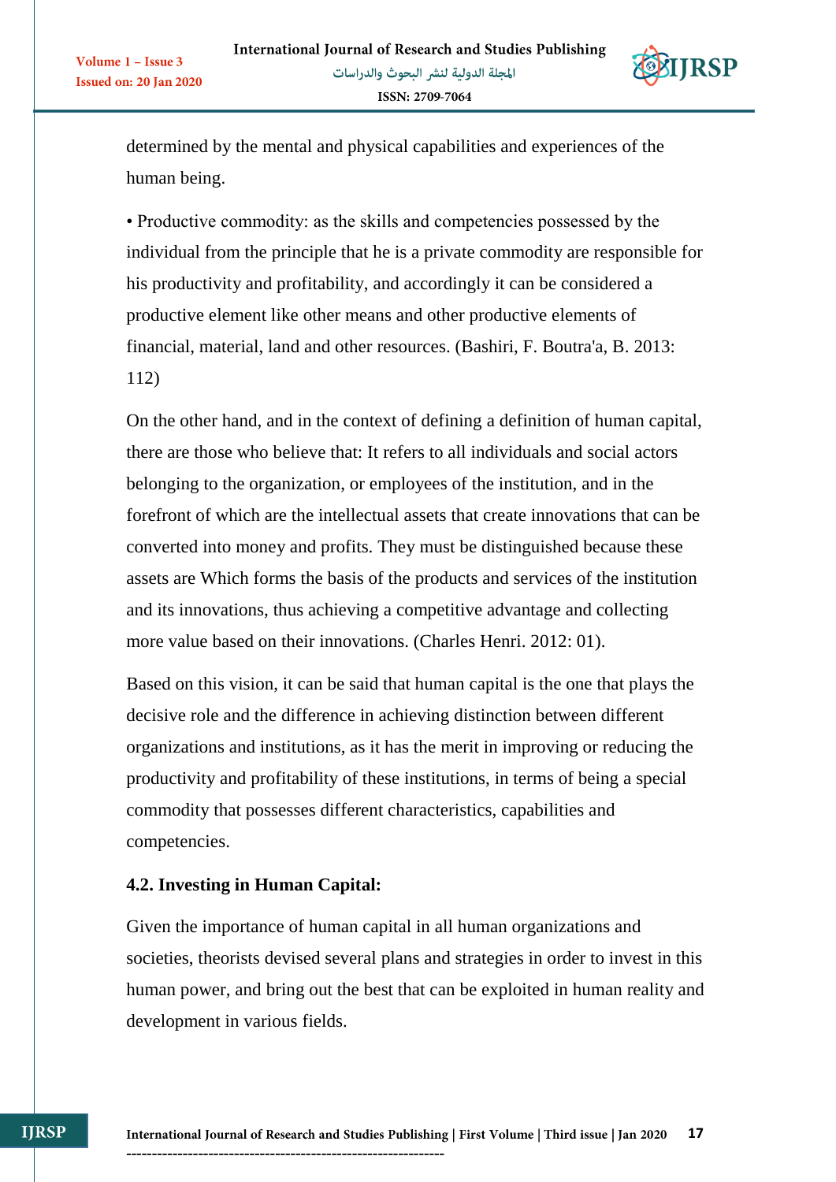determined by the mental and physical capabilities and experiences of the human being.

• Productive commodity: as the skills and competencies possessed by the individual from the principle that he is a private commodity are responsible for his productivity and profitability, and accordingly it can be considered a productive element like other means and other productive elements of financial, material, land and other resources. (Bashiri, F. Boutra'a, B. 2013: 112)

On the other hand, and in the context of defining a definition of human capital, there are those who believe that: It refers to all individuals and social actors belonging to the organization, or employees of the institution, and in the forefront of which are the intellectual assets that create innovations that can be converted into money and profits. They must be distinguished because these assets are Which forms the basis of the products and services of the institution and its innovations, thus achieving a competitive advantage and collecting more value based on their innovations. (Charles Henri. 2012: 01).

Based on this vision, it can be said that human capital is the one that plays the decisive role and the difference in achieving distinction between different organizations and institutions, as it has the merit in improving or reducing the productivity and profitability of these institutions, in terms of being a special commodity that possesses different characteristics, capabilities and competencies.

### 4.2. Investing in Human Capital:

Given the importance of human capital in all human organizations and societies, theorists devised several plans and strategies in order to invest in this human power, and bring out the best that can be exploited in human reality and development in various fields.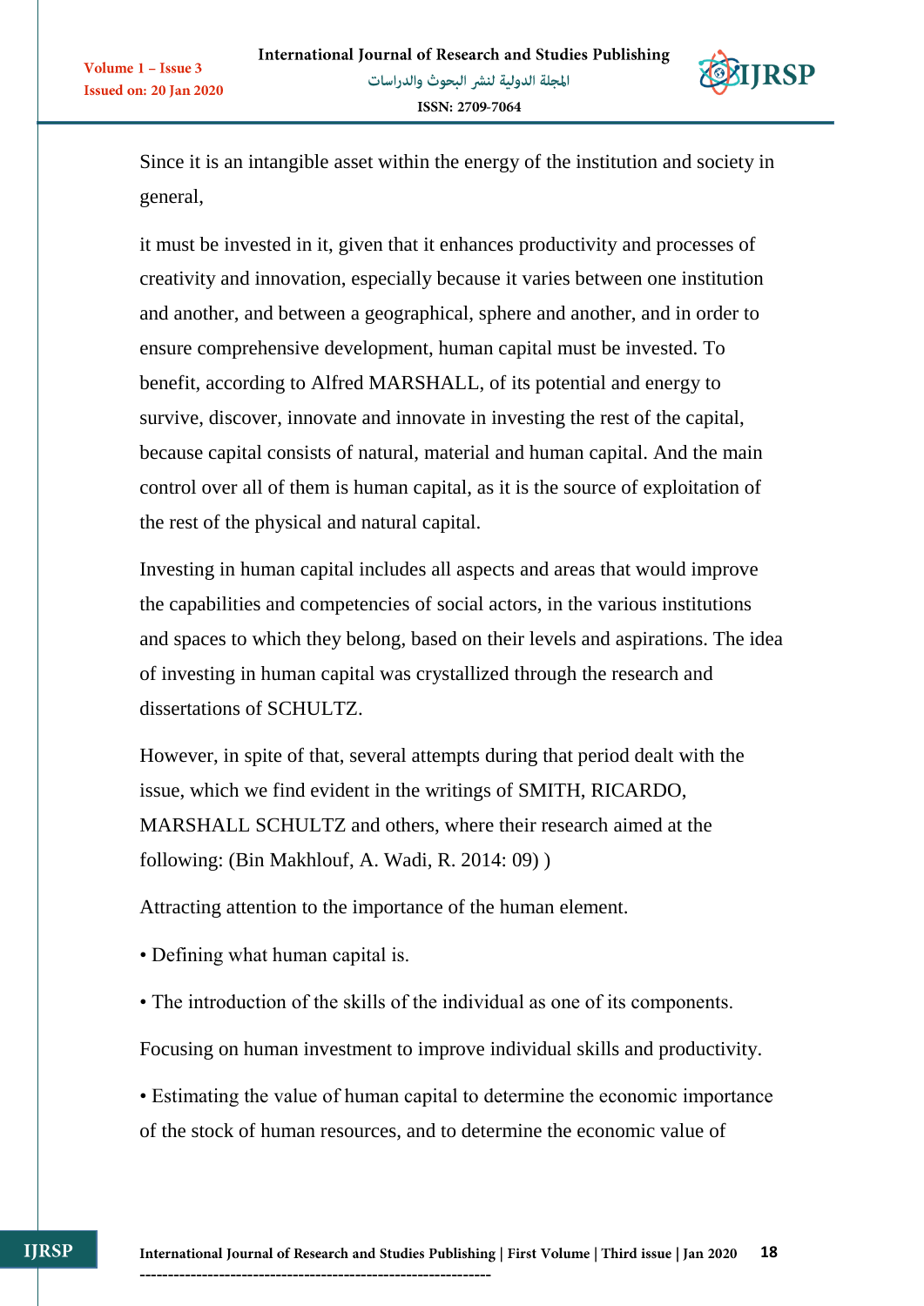Since it is an intangible asset within the energy of the institution and society in general,

it must be invested in it, given that it enhances productivity and processes of creativity and innovation, especially because it varies between one institution and another, and between a geographical, sphere and another, and in order to ensure comprehensive development, human capital must be invested. To benefit, according to Alfred MARSHALL, of its potential and energy to survive, discover, innovate and innovate in investing the rest of the capital, because capital consists of natural, material and human capital. And the main control over all of them is human capital, as it is the source of exploitation of the rest of the physical and natural capital.

Investing in human capital includes all aspects and areas that would improve the capabilities and competencies of social actors, in the various institutions and spaces to which they belong, based on their levels and aspirations. The idea of investing in human capital was crystallized through the research and dissertations of SCHULTZ.

However, in spite of that, several attempts during that period dealt with the issue, which we find evident in the writings of SMITH, RICARDO, MARSHALL SCHULTZ and others, where their research aimed at the following: (Bin Makhlouf, A. Wadi, R. 2014: 09) )

Attracting attention to the importance of the human element.

• Defining what human capital is.

• The introduction of the skills of the individual as one of its components.

Focusing on human investment to improve individual skills and productivity.

• Estimating the value of human capital to determine the economic importance of the stock of human resources, and to determine the economic value of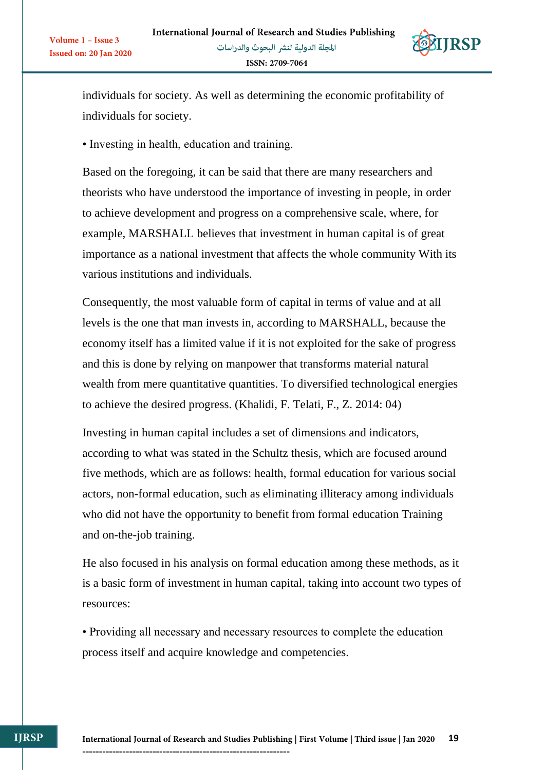individuals for society. As well as determining the economic profitability of individuals for society.

• Investing in health, education and training.

Based on the foregoing, it can be said that there are many researchers and theorists who have understood the importance of investing in people, in order to achieve development and progress on a comprehensive scale, where, for example, MARSHALL believes that investment in human capital is of great importance as a national investment that affects the whole community With its various institutions and individuals.

Consequently, the most valuable form of capital in terms of value and at all levels is the one that man invests in, according to MARSHALL, because the economy itself has a limited value if it is not exploited for the sake of progress and this is done by relying on manpower that transforms material natural wealth from mere quantitative quantities. To diversified technological energies to achieve the desired progress. (Khalidi, F. Telati, F., Z. 2014: 04)

Investing in human capital includes a set of dimensions and indicators, according to what was stated in the Schultz thesis, which are focused around five methods, which are as follows: health, formal education for various social actors, non-formal education, such as eliminating illiteracy among individuals who did not have the opportunity to benefit from formal education Training and on-the-job training.

He also focused in his analysis on formal education among these methods, as it is a basic form of investment in human capital, taking into account two types of resources:

• Providing all necessary and necessary resources to complete the education process itself and acquire knowledge and competencies.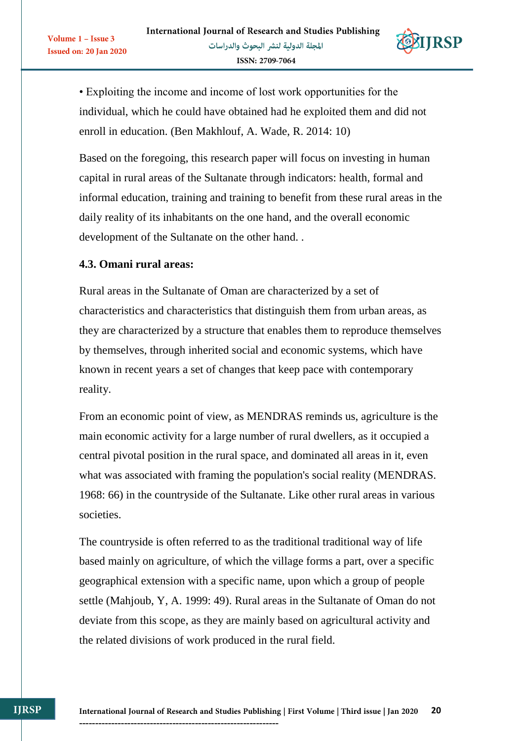• Exploiting the income and income of lost work opportunities for the individual, which he could have obtained had he exploited them and did not enroll in education. (Ben Makhlouf, A. Wade, R. 2014: 10)

Based on the foregoing, this research paper will focus on investing in human capital in rural areas of the Sultanate through indicators: health, formal and informal education, training and training to benefit from these rural areas in the daily reality of its inhabitants on the one hand, and the overall economic development of the Sultanate on the other hand. .

### 4.3. Omani rural areas:

Rural areas in the Sultanate of Oman are characterized by a set of characteristics and characteristics that distinguish them from urban areas, as they are characterized by a structure that enables them to reproduce themselves by themselves, through inherited social and economic systems, which have known in recent years a set of changes that keep pace with contemporary reality.

From an economic point of view, as MENDRAS reminds us, agriculture is the main economic activity for a large number of rural dwellers, as it occupied a central pivotal position in the rural space, and dominated all areas in it, even what was associated with framing the population's social reality (MENDRAS. 1968: 66) in the countryside of the Sultanate. Like other rural areas in various societies.

The countryside is often referred to as the traditional traditional way of life based mainly on agriculture, of which the village forms a part, over a specific geographical extension with a specific name, upon which a group of people settle (Mahjoub, Y, A. 1999: 49). Rural areas in the Sultanate of Oman do not deviate from this scope, as they are mainly based on agricultural activity and the related divisions of work produced in the rural field.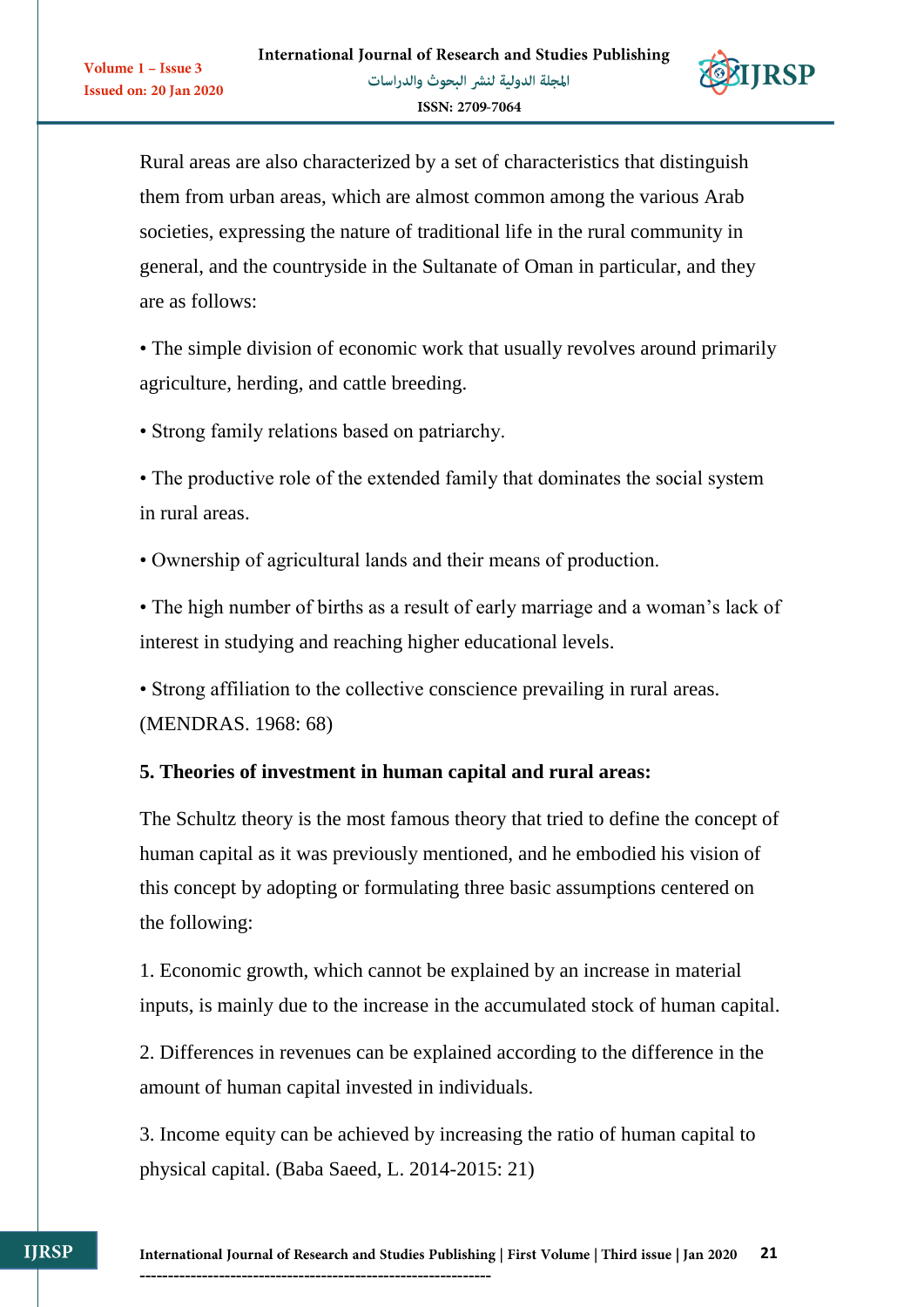Rural areas are also characterized by a set of characteristics that distinguish them from urban areas, which are almost common among the various Arab societies, expressing the nature of traditional life in the rural community in general, and the countryside in the Sultanate of Oman in particular, and they are as follows:

• The simple division of economic work that usually revolves around primarily agriculture, herding, and cattle breeding.

• Strong family relations based on patriarchy.

• The productive role of the extended family that dominates the social system in rural areas.

• Ownership of agricultural lands and their means of production.

• The high number of births as a result of early marriage and a woman's lack of interest in studying and reaching higher educational levels.

• Strong affiliation to the collective conscience prevailing in rural areas. (MENDRAS. 1968: 68)

**5. Theories of investment in human capital and rural areas:**

The Schultz theory is the most famous theory that tried to define the concept of human capital as it was previously mentioned, and he embodied his vision of this concept by adopting or formulating three basic assumptions centered on the following:

1. Economic growth, which cannot be explained by an increase in material inputs, is mainly due to the increase in the accumulated stock of human capital.

2. Differences in revenues can be explained according to the difference in the amount of human capital invested in individuals.

3. Income equity can be achieved by increasing the ratio of human capital to physical capital. (Baba Saeed, L. 2014-2015: 21)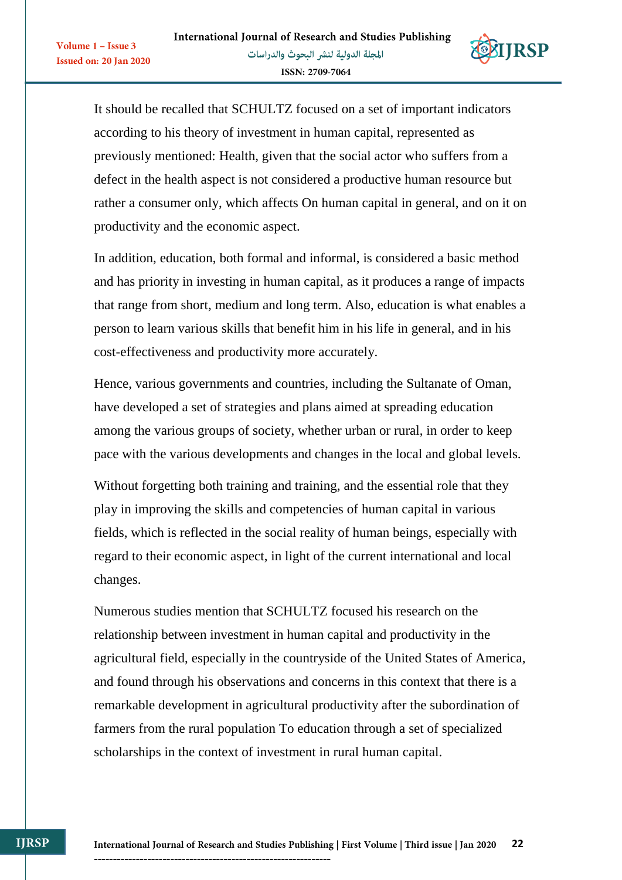It should be recalled that SCHULTZ focused on a set of important indicators according to his theory of investment in human capital, represented as previously mentioned: Health, given that the social actor who suffers from a defect in the health aspect is not considered a productive human resource but rather a consumer only, which affects On human capital in general, and on it on productivity and the economic aspect.

In addition, education, both formal and informal, is considered a basic method and has priority in investing in human capital, as it produces a range of impacts that range from short, medium and long term. Also, education is what enables a person to learn various skills that benefit him in his life in general, and in his cost-effectiveness and productivity more accurately.

Hence, various governments and countries, including the Sultanate of Oman, have developed a set of strategies and plans aimed at spreading education among the various groups of society, whether urban or rural, in order to keep pace with the various developments and changes in the local and global levels.

Without forgetting both training and training, and the essential role that they play in improving the skills and competencies of human capital in various fields, which is reflected in the social reality of human beings, especially with regard to their economic aspect, in light of the current international and local changes.

Numerous studies mention that SCHULTZ focused his research on the relationship between investment in human capital and productivity in the agricultural field, especially in the countryside of the United States of America, and found through his observations and concerns in this context that there is a remarkable development in agricultural productivity after the subordination of farmers from the rural population To education through a set of specialized scholarships in the context of investment in rural human capital.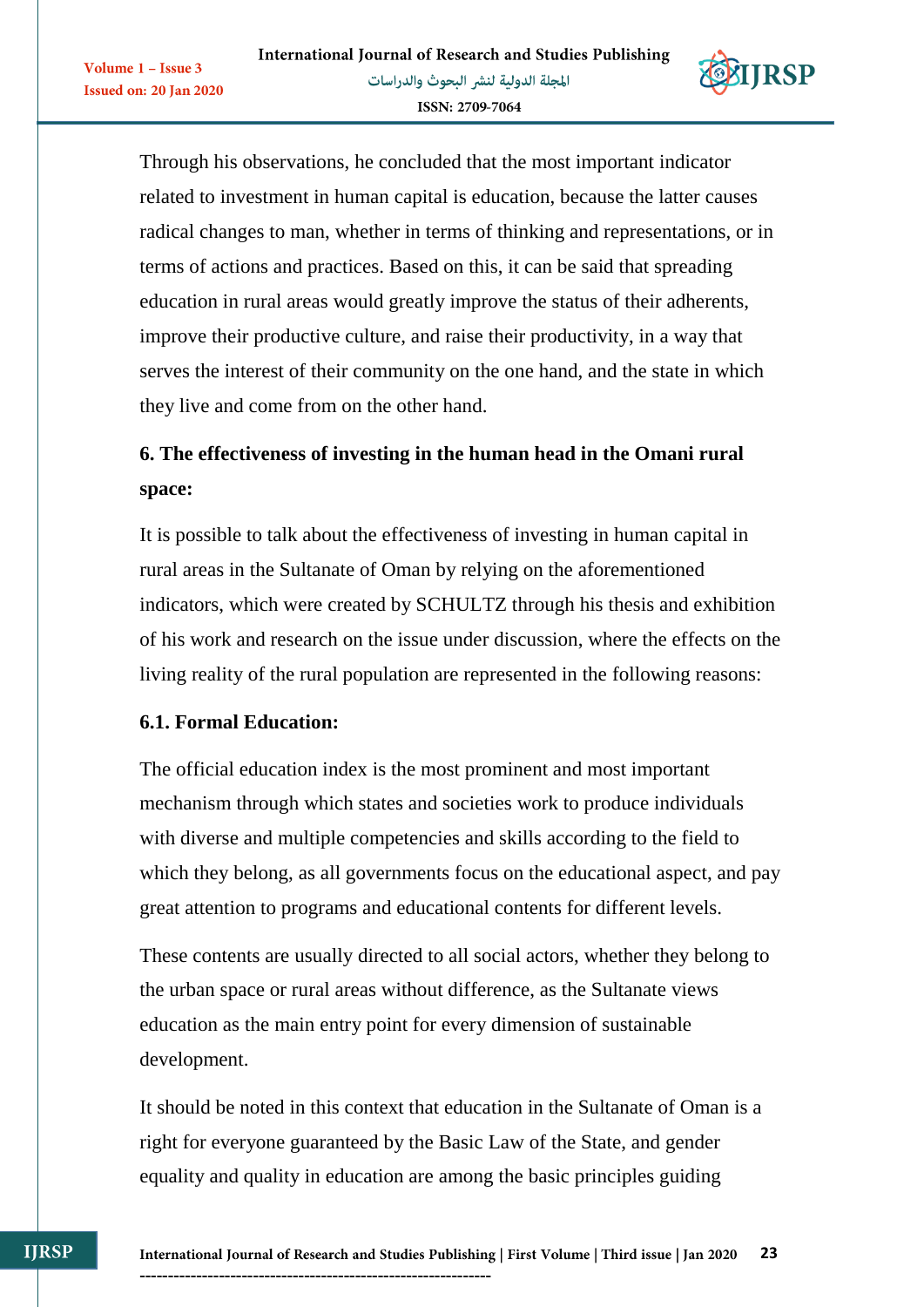Through his observations, he concluded that the most important indicator related to investment in human capital is education, because the latter causes radical changes to man, whether in terms of thinking and representations, or in terms of actions and practices. Based on this, it can be said that spreading education in rural areas would greatly improve the status of their adherents, improve their productive culture, and raise their productivity, in a way that serves the interest of their community on the one hand, and the state in which they live and come from on the other hand.

## 6. The effectiveness of investing in the human head in the Omani rural space:

It is possible to talk about the effectiveness of investing in human capital in rural areas in the Sultanate of Oman by relying on the aforementioned indicators, which were created by SCHULTZ through his thesis and exhibition of his work and research on the issue under discussion, where the effects on the living reality of the rural population are represented in the following reasons:

### 6.1. Formal Education:

The official education index is the most prominent and most important mechanism through which states and societies work to produce individuals with diverse and multiple competencies and skills according to the field to which they belong, as all governments focus on the educational aspect, and pay great attention to programs and educational contents for different levels.

These contents are usually directed to all social actors, whether they belong to the urban space or rural areas without difference, as the Sultanate views education as the main entry point for every dimension of sustainable development.

It should be noted in this context that education in the Sultanate of Oman is a right for everyone guaranteed by the Basic Law of the State, and gender equality and quality in education are among the basic principles guiding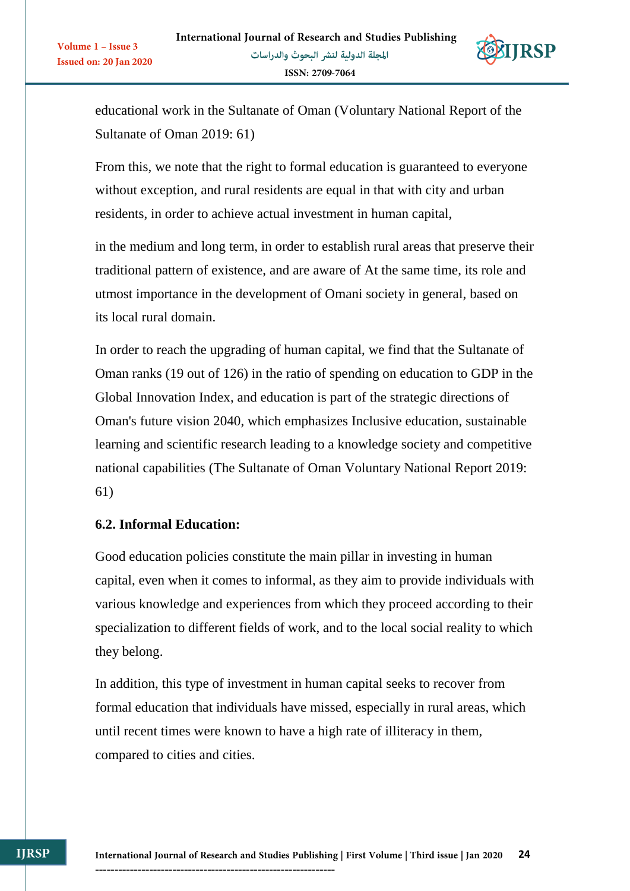educational work in the Sultanate of Oman (Voluntary National Report of the Sultanate of Oman 2019: 61)

From this, we note that the right to formal education is guaranteed to everyone without exception, and rural residents are equal in that with city and urban residents, in order to achieve actual investment in human capital,

in the medium and long term, in order to establish rural areas that preserve their traditional pattern of existence, and are aware of At the same time, its role and utmost importance in the development of Omani society in general, based on its local rural domain.

In order to reach the upgrading of human capital, we find that the Sultanate of Oman ranks (19 out of 126) in the ratio of spending on education to GDP in the Global Innovation Index, and education is part of the strategic directions of Oman's future vision 2040, which emphasizes Inclusive education, sustainable learning and scientific research leading to a knowledge society and competitive national capabilities (The Sultanate of Oman Voluntary National Report 2019: 61)

### 6.2. Informal Education:

Good education policies constitute the main pillar in investing in human capital, even when it comes to informal, as they aim to provide individuals with various knowledge and experiences from which they proceed according to their specialization to different fields of work, and to the local social reality to which they belong.

In addition, this type of investment in human capital seeks to recover from formal education that individuals have missed, especially in rural areas, which until recent times were known to have a high rate of illiteracy in them, compared to cities and cities.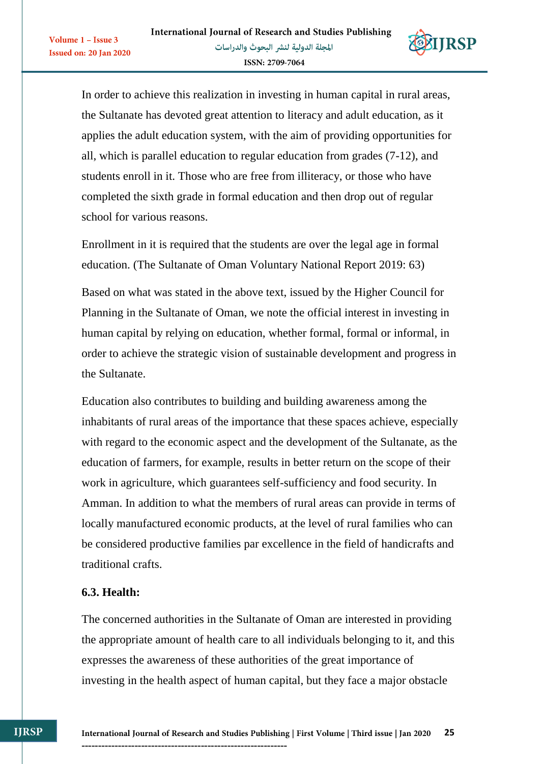In order to achieve this realization in investing in human capital in rural areas, the Sultanate has devoted great attention to literacy and adult education, as it applies the adult education system, with the aim of providing opportunities for all, which is parallel education to regular education from grades (7-12), and students enroll in it. Those who are free from illiteracy, or those who have completed the sixth grade in formal education and then drop out of regular school for various reasons.

Enrollment in it is required that the students are over the legal age in formal education. (The Sultanate of Oman Voluntary National Report 2019: 63)

Based on what was stated in the above text, issued by the Higher Council for Planning in the Sultanate of Oman, we note the official interest in investing in human capital by relying on education, whether formal, formal or informal, in order to achieve the strategic vision of sustainable development and progress in the Sultanate.

Education also contributes to building and building awareness among the inhabitants of rural areas of the importance that these spaces achieve, especially with regard to the economic aspect and the development of the Sultanate, as the education of farmers, for example, results in better return on the scope of their work in agriculture, which guarantees self-sufficiency and food security. In Amman. In addition to what the members of rural areas can provide in terms of locally manufactured economic products, at the level of rural families who can be considered productive families par excellence in the field of handicrafts and traditional crafts.

### 6.3. Health:

The concerned authorities in the Sultanate of Oman are interested in providing the appropriate amount of health care to all individuals belonging to it, and this expresses the awareness of these authorities of the great importance of investing in the health aspect of human capital, but they face a major obstacle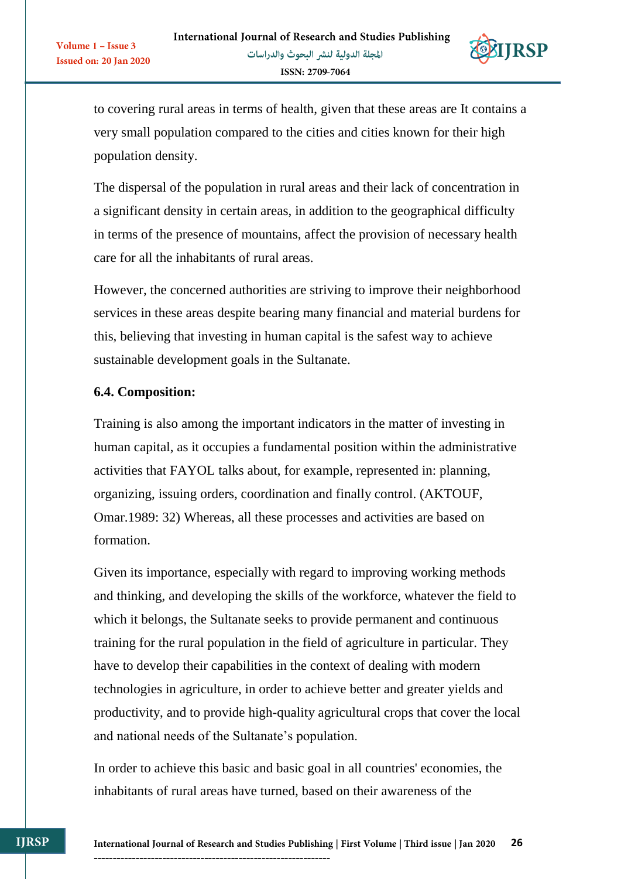to covering rural areas in terms of health, given that these areas are It contains a very small population compared to the cities and cities known for their high population density.

The dispersal of the population in rural areas and their lack of concentration in a significant density in certain areas, in addition to the geographical difficulty in terms of the presence of mountains, affect the provision of necessary health care for all the inhabitants of rural areas.

However, the concerned authorities are striving to improve their neighborhood services in these areas despite bearing many financial and material burdens for this, believing that investing in human capital is the safest way to achieve sustainable development goals in the Sultanate.

### 6.4. Composition:

Training is also among the important indicators in the matter of investing in human capital, as it occupies a fundamental position within the administrative activities that FAYOL talks about, for example, represented in: planning, organizing, issuing orders, coordination and finally control. (AKTOUF, Omar.1989: 32) Whereas, all these processes and activities are based on formation.

Given its importance, especially with regard to improving working methods and thinking, and developing the skills of the workforce, whatever the field to which it belongs, the Sultanate seeks to provide permanent and continuous training for the rural population in the field of agriculture in particular. They have to develop their capabilities in the context of dealing with modern technologies in agriculture, in order to achieve better and greater yields and productivity, and to provide high-quality agricultural crops that cover the local and national needs of the Sultanate's population.

In order to achieve this basic and basic goal in all countries' economies, the inhabitants of rural areas have turned, based on their awareness of the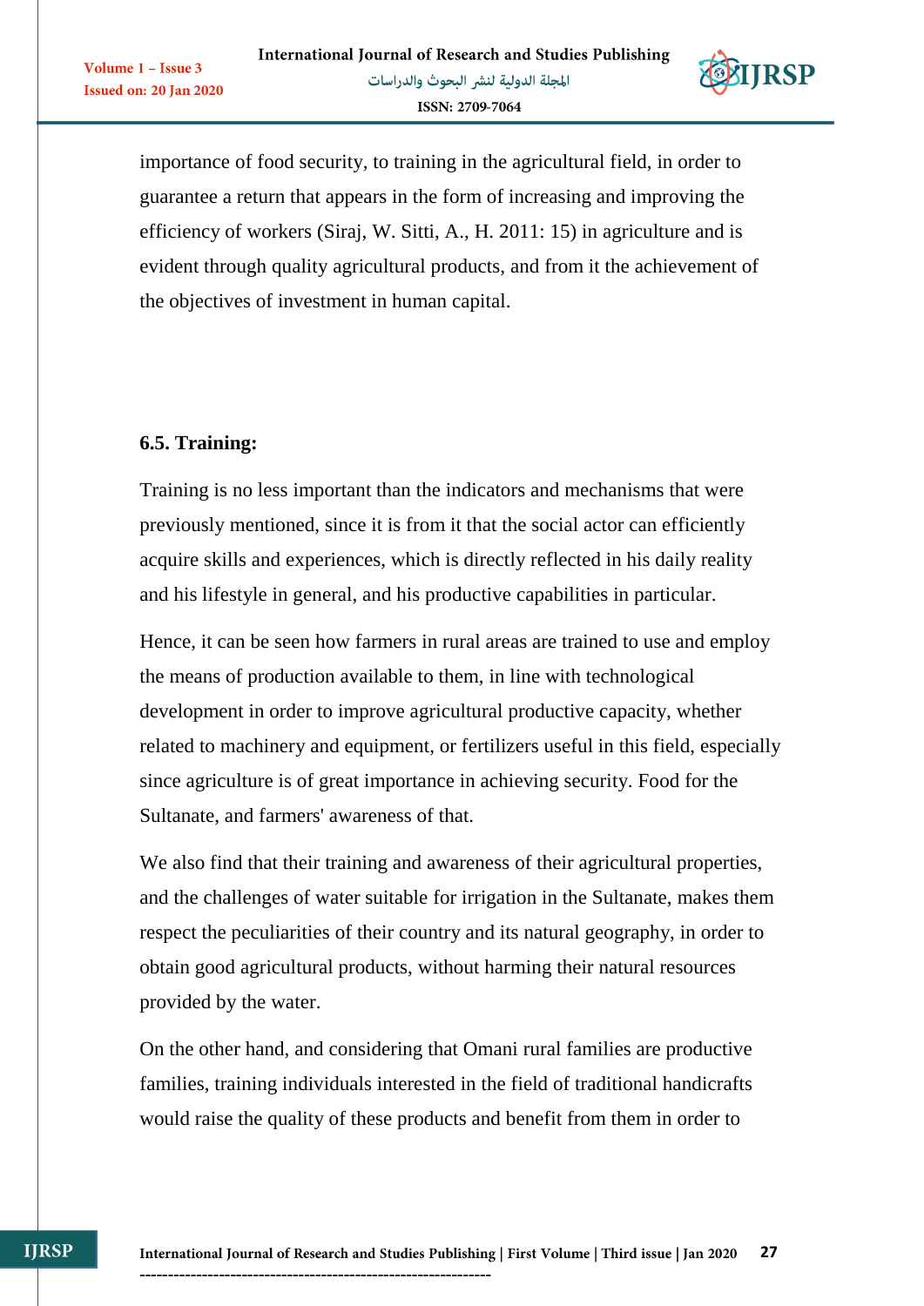importance of food security, to training in the agricultural field, in order to guarantee a return that appears in the form of increasing and improving the efficiency of workers (Siraj, W. Sitti, A., H. 2011: 15) in agriculture and is evident through quality agricultural products, and from it the achievement of the objectives of investment in human capital.

### 6.5. Training:

Training is no less important than the indicators and mechanisms that were previously mentioned, since it is from it that the social actor can efficiently acquire skills and experiences, which is directly reflected in his daily reality and his lifestyle in general, and his productive capabilities in particular.

Hence, it can be seen how farmers in rural areas are trained to use and employ the means of production available to them, in line with technological development in order to improve agricultural productive capacity, whether related to machinery and equipment, or fertilizers useful in this field, especially since agriculture is of great importance in achieving security. Food for the Sultanate, and farmers' awareness of that.

We also find that their training and awareness of their agricultural properties, and the challenges of water suitable for irrigation in the Sultanate, makes them respect the peculiarities of their country and its natural geography, in order to obtain good agricultural products, without harming their natural resources provided by the water.

On the other hand, and considering that Omani rural families are productive families, training individuals interested in the field of traditional handicrafts would raise the quality of these products and benefit from them in order to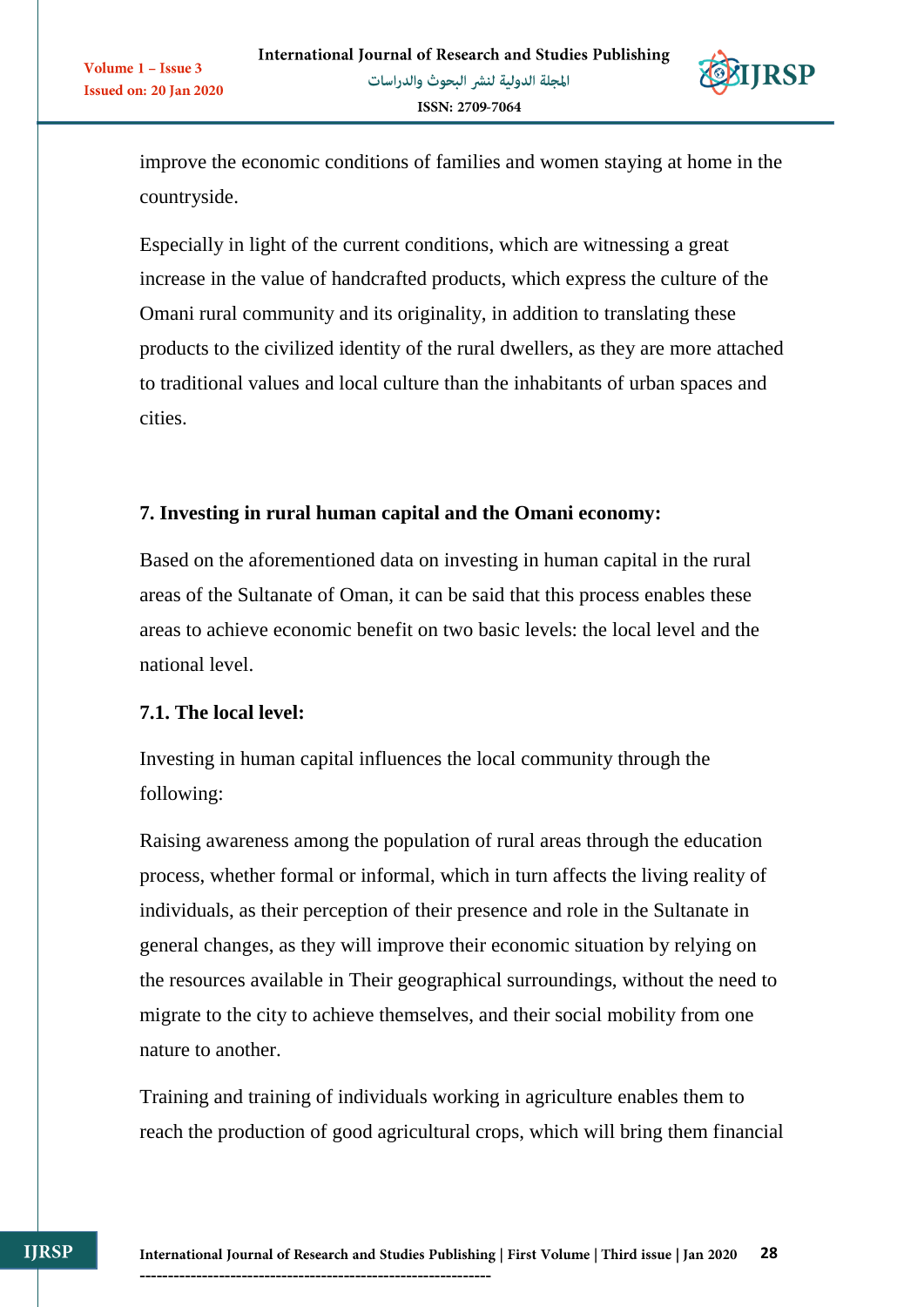improve the economic conditions of families and women staying at home in the countryside.

Especially in light of the current conditions, which are witnessing a great increase in the value of handcrafted products, which express the culture of the Omani rural community and its originality, in addition to translating these products to the civilized identity of the rural dwellers, as they are more attached to traditional values and local culture than the inhabitants of urban spaces and cities.

## 7. Investing in rural human capital and the Omani economy:

Based on the aforementioned data on investing in human capital in the rural areas of the Sultanate of Oman, it can be said that this process enables these areas to achieve economic benefit on two basic levels: the local level and the national level.

### 7.1. The local level:

Investing in human capital influences the local community through the following:

Raising awareness among the population of rural areas through the education process, whether formal or informal, which in turn affects the living reality of individuals, as their perception of their presence and role in the Sultanate in general changes, as they will improve their economic situation by relying on the resources available in Their geographical surroundings, without the need to migrate to the city to achieve themselves, and their social mobility from one nature to another.

Training and training of individuals working in agriculture enables them to reach the production of good agricultural crops, which will bring them financial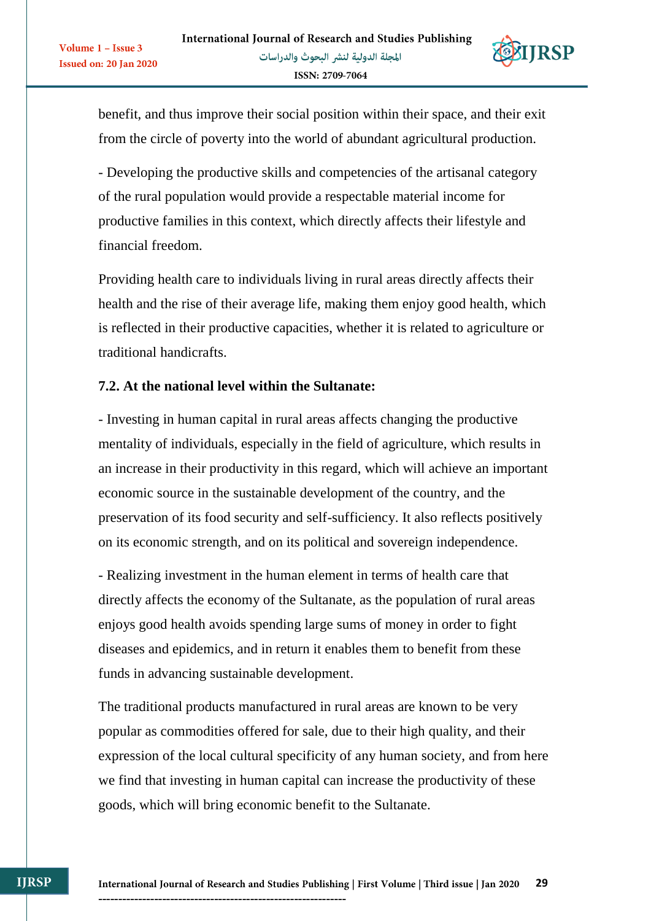benefit, and thus improve their social position within their space, and their exit from the circle of poverty into the world of abundant agricultural production.

- Developing the productive skills and competencies of the artisanal category of the rural population would provide a respectable material income for productive families in this context, which directly affects their lifestyle and financial freedom.

Providing health care to individuals living in rural areas directly affects their health and the rise of their average life, making them enjoy good health, which is reflected in their productive capacities, whether it is related to agriculture or traditional handicrafts.

### 7.2. At the national level within the Sultanate:

- Investing in human capital in rural areas affects changing the productive mentality of individuals, especially in the field of agriculture, which results in an increase in their productivity in this regard, which will achieve an important economic source in the sustainable development of the country, and the preservation of its food security and self-sufficiency. It also reflects positively on its economic strength, and on its political and sovereign independence.

- Realizing investment in the human element in terms of health care that directly affects the economy of the Sultanate, as the population of rural areas enjoys good health avoids spending large sums of money in order to fight diseases and epidemics, and in return it enables them to benefit from these funds in advancing sustainable development.

The traditional products manufactured in rural areas are known to be very popular as commodities offered for sale, due to their high quality, and their expression of the local cultural specificity of any human society, and from here we find that investing in human capital can increase the productivity of these goods, which will bring economic benefit to the Sultanate.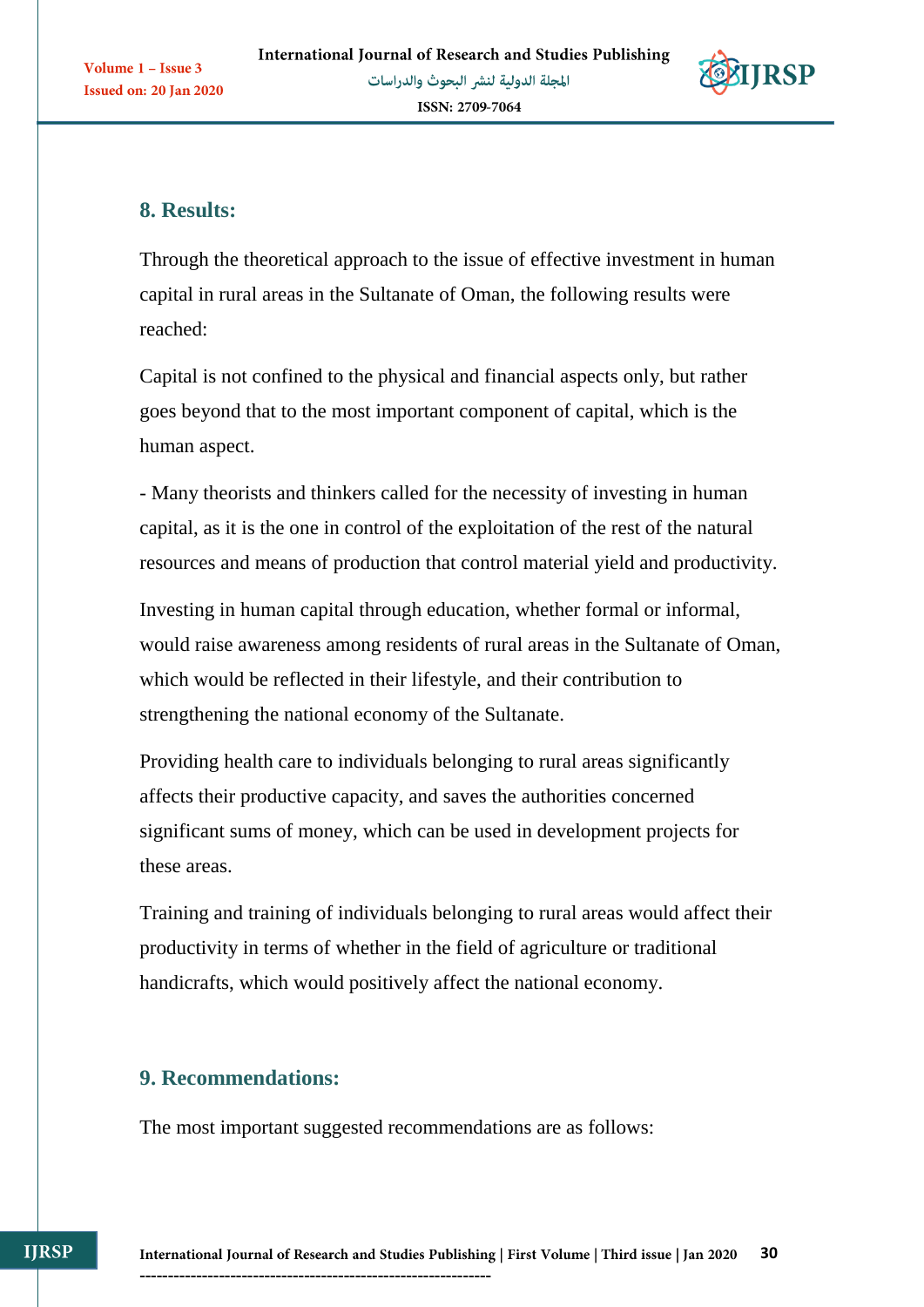## 8. Results:

Through the theoretical approach to the issue of effective investment in human capital in rural areas in the Sultanate of Oman, the following results were reached:

Capital is not confined to the physical and financial aspects only, but rather goes beyond that to the most important component of capital, which is the human aspect.

- Many theorists and thinkers called for the necessity of investing in human capital, as it is the one in control of the exploitation of the rest of the natural resources and means of production that control material yield and productivity.

Investing in human capital through education, whether formal or informal, would raise awareness among residents of rural areas in the Sultanate of Oman, which would be reflected in their lifestyle, and their contribution to strengthening the national economy of the Sultanate.

Providing health care to individuals belonging to rural areas significantly affects their productive capacity, and saves the authorities concerned significant sums of money, which can be used in development projects for these areas.

Training and training of individuals belonging to rural areas would affect their productivity in terms of whether in the field of agriculture or traditional handicrafts, which would positively affect the national economy.

## 9. Recommendations:

The most important suggested recommendations are as follows: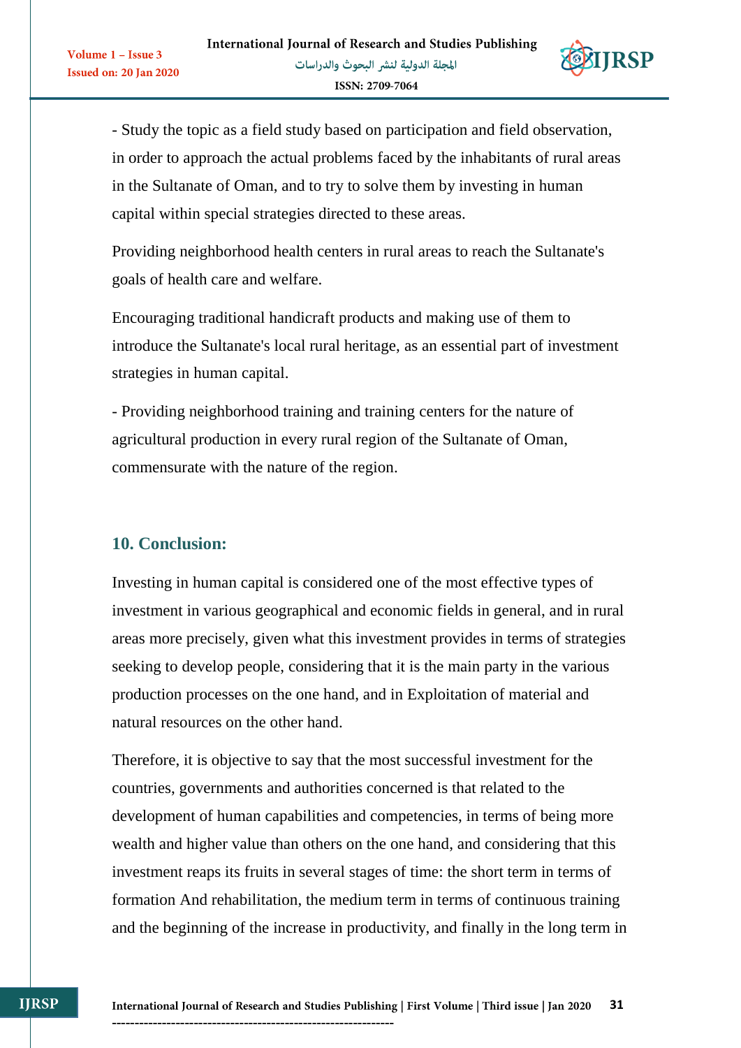- Study the topic as a field study based on participation and field observation, in order to approach the actual problems faced by the inhabitants of rural areas in the Sultanate of Oman, and to try to solve them by investing in human capital within special strategies directed to these areas.

Providing neighborhood health centers in rural areas to reach the Sultanate's goals of health care and welfare.

Encouraging traditional handicraft products and making use of them to introduce the Sultanate's local rural heritage, as an essential part of investment strategies in human capital.

- Providing neighborhood training and training centers for the nature of agricultural production in every rural region of the Sultanate of Oman, commensurate with the nature of the region.

## 10. Conclusion:

Investing in human capital is considered one of the most effective types of investment in various geographical and economic fields in general, and in rural areas more precisely, given what this investment provides in terms of strategies seeking to develop people, considering that it is the main party in the various production processes on the one hand, and in Exploitation of material and natural resources on the other hand.

Therefore, it is objective to say that the most successful investment for the countries, governments and authorities concerned is that related to the development of human capabilities and competencies, in terms of being more wealth and higher value than others on the one hand, and considering that this investment reaps its fruits in several stages of time: the short term in terms of formation And rehabilitation, the medium term in terms of continuous training and the beginning of the increase in productivity, and finally in the long term in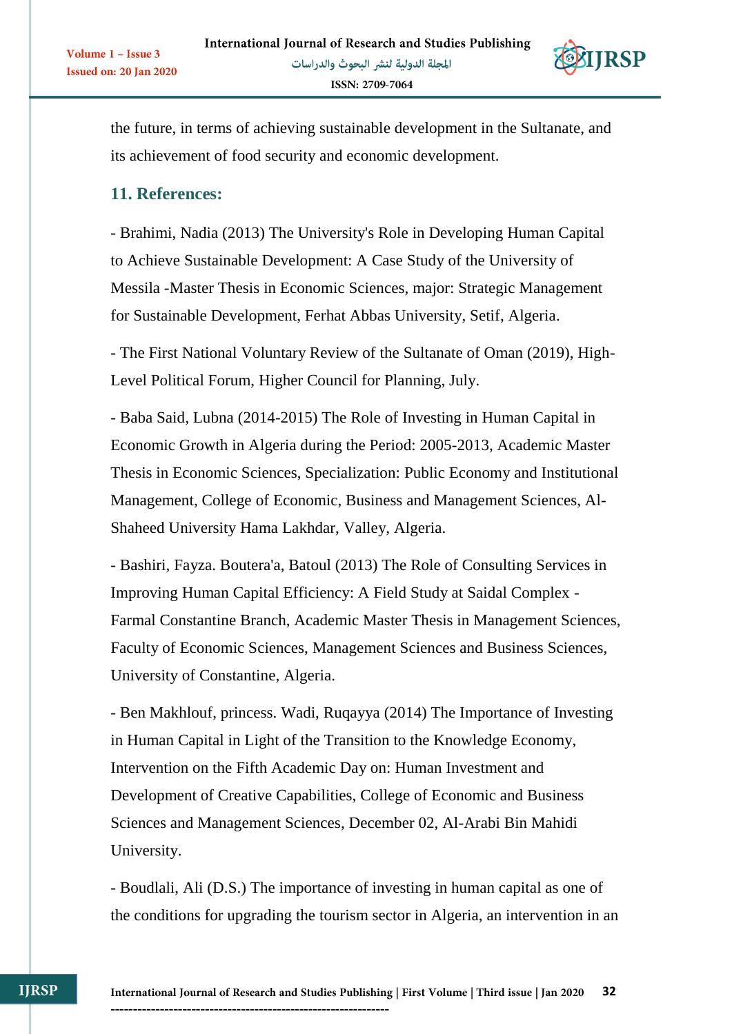the future, in terms of achieving sustainable development in the Sultanate, and its achievement of food security and economic development.

## 11. References:

- Brahimi, Nadia (2013) The University's Role in Developing Human Capital to Achieve Sustainable Development: A Case Study of the University of Messila -Master Thesis in Economic Sciences, major: Strategic Management for Sustainable Development, Ferhat Abbas University, Setif, Algeria.

- The First National Voluntary Review of the Sultanate of Oman (2019), High-Level Political Forum, Higher Council for Planning, July.

- Baba Said, Lubna (2014-2015) The Role of Investing in Human Capital in Economic Growth in Algeria during the Period: 2005-2013, Academic Master Thesis in Economic Sciences, Specialization: Public Economy and Institutional Management, College of Economic, Business and Management Sciences, Al-Shaheed University Hama Lakhdar, Valley, Algeria.

- Bashiri, Fayza. Boutera'a, Batoul (2013) The Role of Consulting Services in Improving Human Capital Efficiency: A Field Study at Saidal Complex - Farmal Constantine Branch, Academic Master Thesis in Management Sciences, Faculty of Economic Sciences, Management Sciences and Business Sciences, University of Constantine, Algeria.

- Ben Makhlouf, princess. Wadi, Ruqayya (2014) The Importance of Investing in Human Capital in Light of the Transition to the Knowledge Economy, Intervention on the Fifth Academic Day on: Human Investment and Development of Creative Capabilities, College of Economic and Business Sciences and Management Sciences, December 02, Al-Arabi Bin Mahidi University.

- Boudlali, Ali (D.S.) The importance of investing in human capital as one of the conditions for upgrading the tourism sector in Algeria, an intervention in an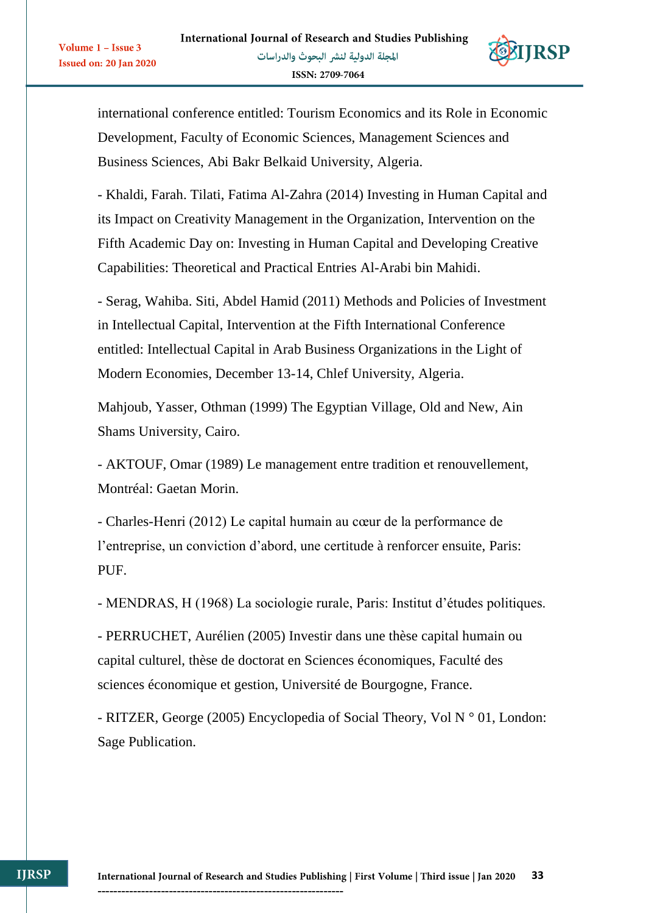international conference entitled: Tourism Economics and its Role in Economic Development, Faculty of Economic Sciences, Management Sciences and Business Sciences, Abi Bakr Belkaid University, Algeria.

- Khaldi, Farah. Tilati, Fatima Al-Zahra (2014) Investing in Human Capital and its Impact on Creativity Management in the Organization, Intervention on the Fifth Academic Day on: Investing in Human Capital and Developing Creative Capabilities: Theoretical and Practical Entries Al-Arabi bin Mahidi.

- Serag, Wahiba. Siti, Abdel Hamid (2011) Methods and Policies of Investment in Intellectual Capital, Intervention at the Fifth International Conference entitled: Intellectual Capital in Arab Business Organizations in the Light of Modern Economies, December 13-14, Chlef University, Algeria.

Mahjoub, Yasser, Othman (1999) The Egyptian Village, Old and New, Ain Shams University, Cairo.

- AKTOUF, Omar (1989) Le management entre tradition et renouvellement, Montréal: Gaetan Morin.

- Charles-Henri (2012) Le capital humain au cœur de la performance de l'entreprise, un conviction d'abord, une certitude à renforcer ensuite, Paris: PUF.

- MENDRAS, H (1968) La sociologie rurale, Paris: Institut d'études politiques.

- PERRUCHET, Aurélien (2005) Investir dans une thèse capital humain ou capital culturel, thèse de doctorat en Sciences économiques, Faculté des sciences économique et gestion, Université de Bourgogne, France.

- RITZER, George (2005) Encyclopedia of Social Theory, Vol N ° 01, London: Sage Publication.